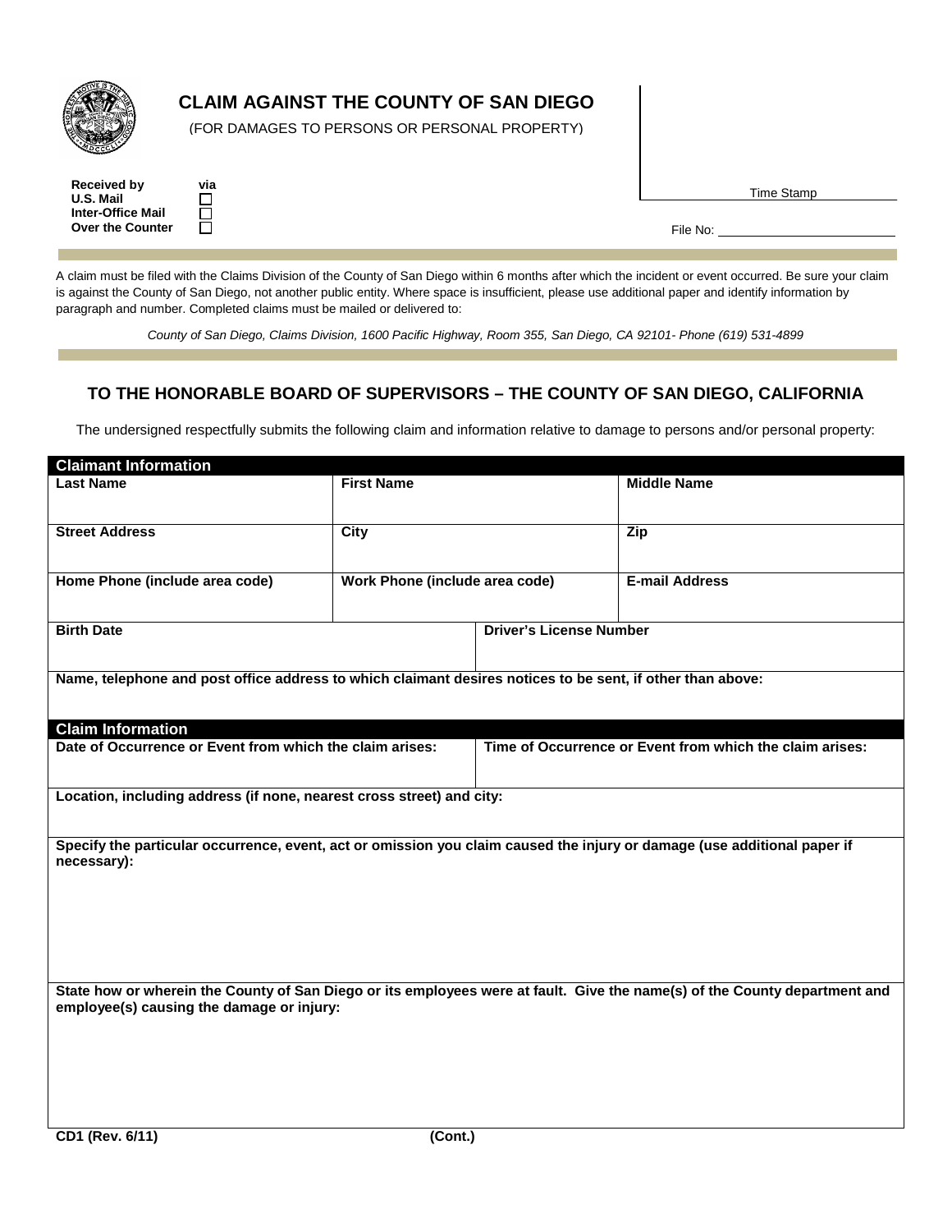# CLAIM AGAINST THE COUNTY OF SAN DIEGO

(FOR DAMAGES TO PERSONS OR PERSONAL PROPERTY)

**Received by** **via**
**U.S. Mail** ☐
**Inter-Office Mail** ☐
**Over the Counter** ☐

Time Stamp

File No: ______________________

A claim must be filed with the Claims Division of the County of San Diego within 6 months after which the incident or event occurred. Be sure your claim is against the County of San Diego, not another public entity. Where space is insufficient, please use additional paper and identify information by paragraph and number. Completed claims must be mailed or delivered to:

*County of San Diego, Claims Division, 1600 Pacific Highway, Room 355, San Diego, CA 92101- Phone (619) 531-4899*

## TO THE HONORABLE BOARD OF SUPERVISORS – THE COUNTY OF SAN DIEGO, CALIFORNIA

The undersigned respectfully submits the following claim and information relative to damage to persons and/or personal property:

### Claimant Information

| **Last Name** | **First Name** | **Middle Name** |
|---|---|---|
| | | |
| **Street Address** | **City** | **Zip** |
| | | |
| **Home Phone (include area code)** | **Work Phone (include area code)** | **E-mail Address** |
| | | |

| **Birth Date** | **Driver's License Number** |
|---|---|
| | |

**Name, telephone and post office address to which claimant desires notices to be sent, if other than above:**

### Claim Information

| **Date of Occurrence or Event from which the claim arises:** | **Time of Occurrence or Event from which the claim arises:** |
|---|---|
| | |

**Location, including address (if none, nearest cross street) and city:**

**Specify the particular occurrence, event, act or omission you claim caused the injury or damage (use additional paper if necessary):**

**State how or wherein the County of San Diego or its employees were at fault. Give the name(s) of the County department and employee(s) causing the damage or injury:**

**CD1 (Rev. 6/11)** **(Cont.)**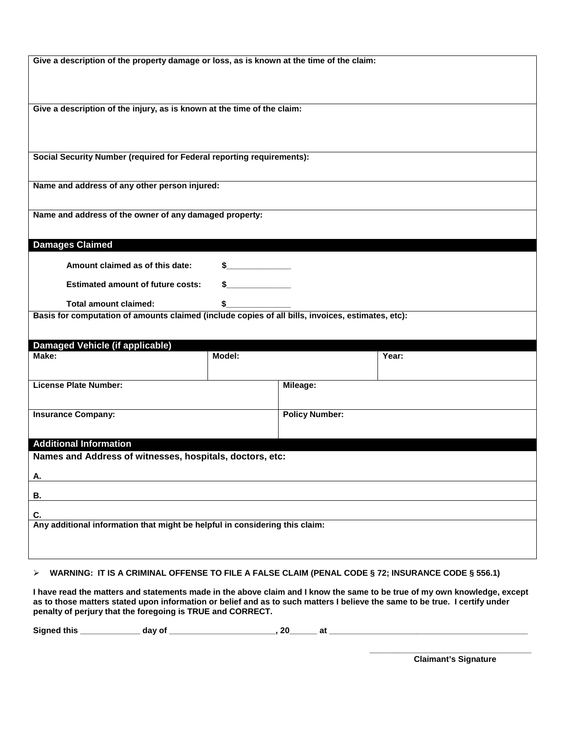**Give a description of the property damage or loss, as is known at the time of the claim:**

**Give a description of the injury, as is known at the time of the claim:**

**Social Security Number (required for Federal reporting requirements):**

**Name and address of any other person injured:**

**Name and address of the owner of any damaged property:**

## Damages Claimed

**Amount claimed as of this date:** $______________

**Estimated amount of future costs:** $______________

**Total amount claimed:** $______________

**Basis for computation of amounts claimed (include copies of all bills, invoices, estimates, etc):**

## Damaged Vehicle (if applicable)

| | | |
|---|---|---|
| **Make:** | **Model:** | **Year:** |
| **License Plate Number:** | **Mileage:** | |
| **Insurance Company:** | **Policy Number:** | |

## Additional Information

**Names and Address of witnesses, hospitals, doctors, etc:**

**A.**

**B.**

**C.**

**Any additional information that might be helpful in considering this claim:**

- **WARNING: IT IS A CRIMINAL OFFENSE TO FILE A FALSE CLAIM (PENAL CODE § 72; INSURANCE CODE § 556.1)**

**I have read the matters and statements made in the above claim and I know the same to be true of my own knowledge, except as to those matters stated upon information or belief and as to such matters I believe the same to be true. I certify under penalty of perjury that the foregoing is TRUE and CORRECT.**

**Signed this _____________ day of _______________________, 20______ at ____________________________________________**

_____________________________________

**Claimant's Signature**